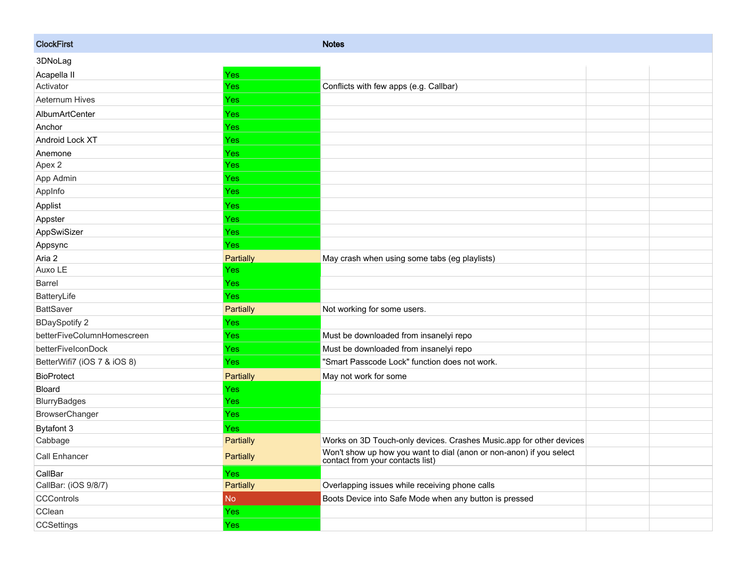| ClockFirst | | Notes | | |
|---|---|---|---|---|
| 3DNoLag | | | | |
| Acapella II | Yes | | | |
| Activator | Yes | Conflicts with few apps (e.g. Callbar) | | |
| Aeternum Hives | Yes | | | |
| AlbumArtCenter | Yes | | | |
| Anchor | Yes | | | |
| Android Lock XT | Yes | | | |
| Anemone | Yes | | | |
| Apex 2 | Yes | | | |
| App Admin | Yes | | | |
| AppInfo | Yes | | | |
| Applist | Yes | | | |
| Appster | Yes | | | |
| AppSwiSizer | Yes | | | |
| Appsync | Yes | | | |
| Aria 2 | Partially | May crash when using some tabs (eg playlists) | | |
| Auxo LE | Yes | | | |
| Barrel | Yes | | | |
| BatteryLife | Yes | | | |
| BattSaver | Partially | Not working for some users. | | |
| BDaySpotify 2 | Yes | | | |
| betterFiveColumnHomescreen | Yes | Must be downloaded from insanelyi repo | | |
| betterFiveIconDock | Yes | Must be downloaded from insanelyi repo | | |
| BetterWifi7 (iOS 7 & iOS 8) | Yes | "Smart Passcode Lock" function does not work. | | |
| BioProtect | Partially | May not work for some | | |
| Bloard | Yes | | | |
| BlurryBadges | Yes | | | |
| BrowserChanger | Yes | | | |
| Bytafont 3 | Yes | | | |
| Cabbage | Partially | Works on 3D Touch-only devices. Crashes Music.app for other devices | | |
| Call Enhancer | Partially | Won't show up how you want to dial (anon or non-anon) if you select contact from your contacts list) | | |
| CallBar | Yes | | | |
| CallBar: (iOS 9/8/7) | Partially | Overlapping issues while receiving phone calls | | |
| CCControls | No | Boots Device into Safe Mode when any button is pressed | | |
| CClean | Yes | | | |
| CCSettings | Yes | | | |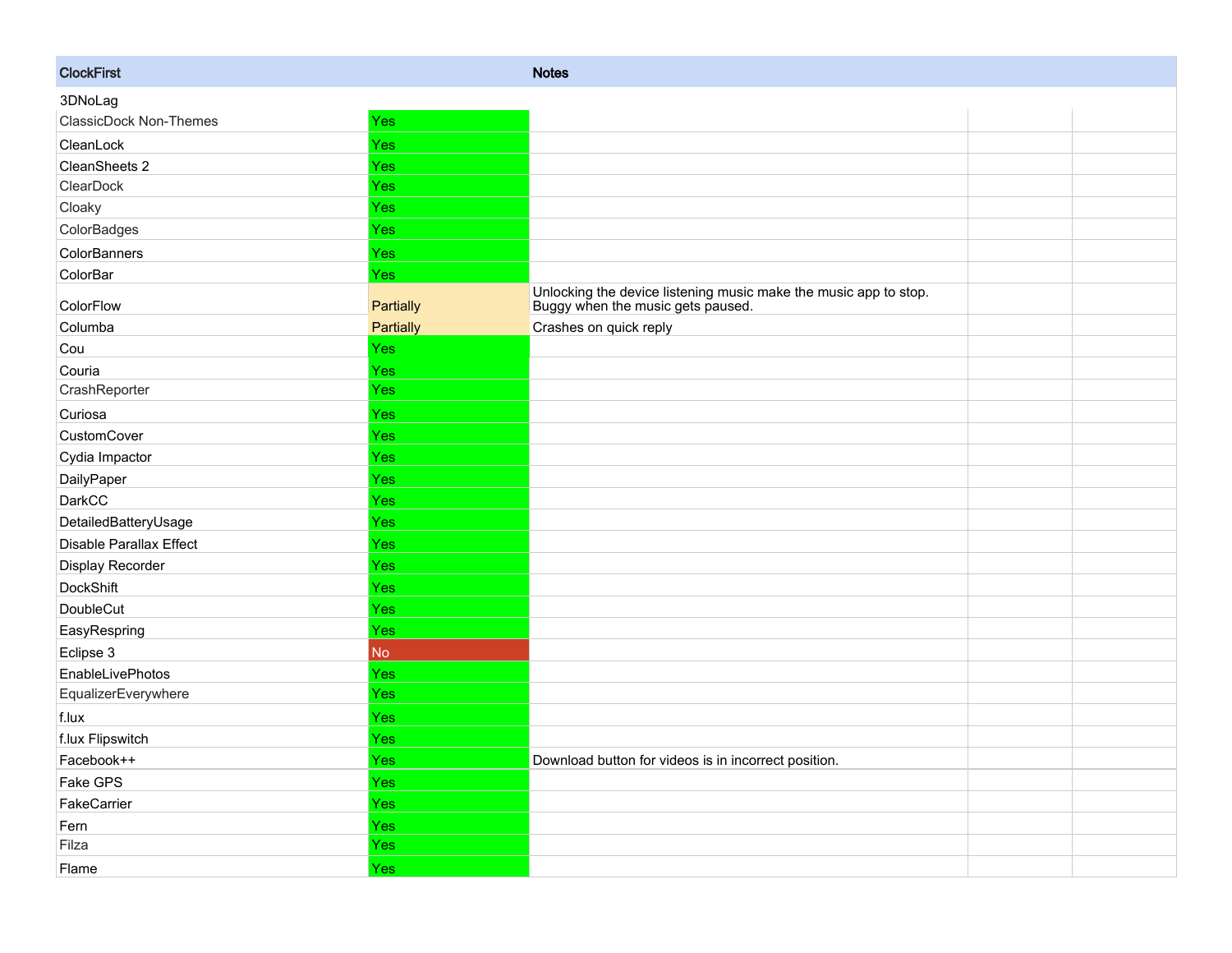| ClockFirst | | Notes | | |
|---|---|---|---|---|
| 3DNoLag | | | | |
| ClassicDock Non-Themes | Yes | | | |
| CleanLock | Yes | | | |
| CleanSheets 2 | Yes | | | |
| ClearDock | Yes | | | |
| Cloaky | Yes | | | |
| ColorBadges | Yes | | | |
| ColorBanners | Yes | | | |
| ColorBar | Yes | | | |
| ColorFlow | Partially | Unlocking the device listening music make the music app to stop. Buggy when the music gets paused. | | |
| Columba | Partially | Crashes on quick reply | | |
| Cou | Yes | | | |
| Couria | Yes | | | |
| CrashReporter | Yes | | | |
| Curiosa | Yes | | | |
| CustomCover | Yes | | | |
| Cydia Impactor | Yes | | | |
| DailyPaper | Yes | | | |
| DarkCC | Yes | | | |
| DetailedBatteryUsage | Yes | | | |
| Disable Parallax Effect | Yes | | | |
| Display Recorder | Yes | | | |
| DockShift | Yes | | | |
| DoubleCut | Yes | | | |
| EasyRespring | Yes | | | |
| Eclipse 3 | No | | | |
| EnableLivePhotos | Yes | | | |
| EqualizerEverywhere | Yes | | | |
| f.lux | Yes | | | |
| f.lux Flipswitch | Yes | | | |
| Facebook++ | Yes | Download button for videos is in incorrect position. | | |
| Fake GPS | Yes | | | |
| FakeCarrier | Yes | | | |
| Fern | Yes | | | |
| Filza | Yes | | | |
| Flame | Yes | | | |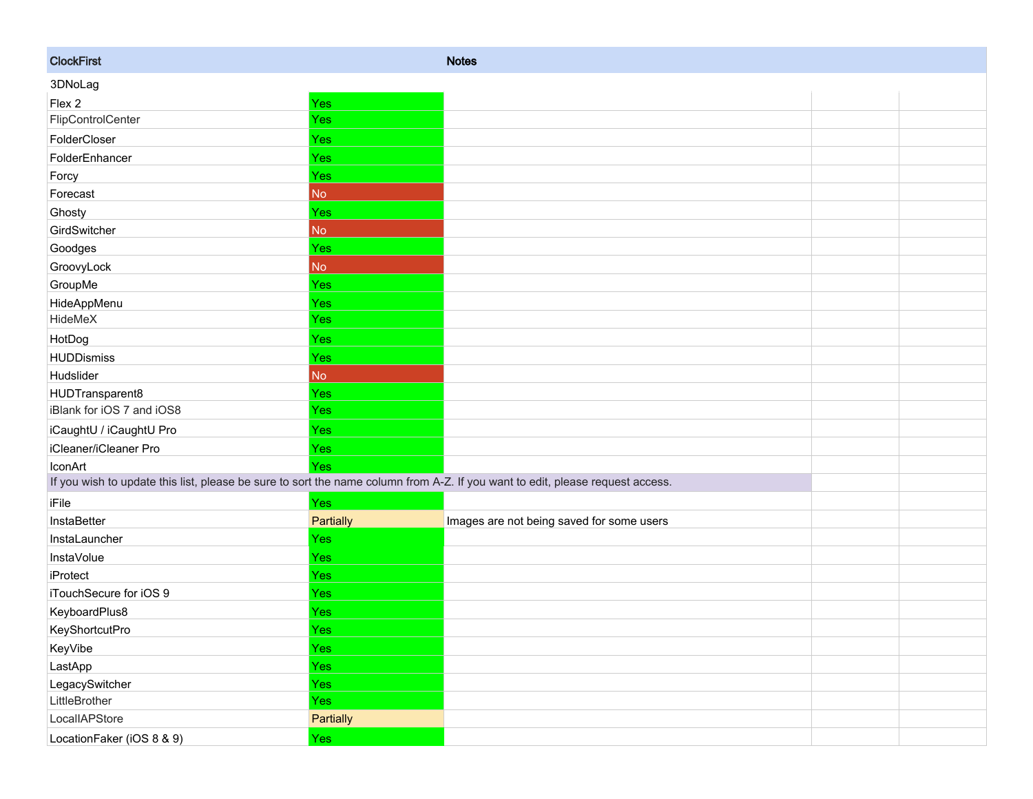| ClockFirst | | Notes | | |
|---|---|---|---|---|
| 3DNoLag | | | | |
| Flex 2 | Yes | | | |
| FlipControlCenter | Yes | | | |
| FolderCloser | Yes | | | |
| FolderEnhancer | Yes | | | |
| Forcy | Yes | | | |
| Forecast | No | | | |
| Ghosty | Yes | | | |
| GirdSwitcher | No | | | |
| Goodges | Yes | | | |
| GroovyLock | No | | | |
| GroupMe | Yes | | | |
| HideAppMenu | Yes | | | |
| HideMeX | Yes | | | |
| HotDog | Yes | | | |
| HUDDismiss | Yes | | | |
| Hudslider | No | | | |
| HUDTransparent8 | Yes | | | |
| iBlank for iOS 7 and iOS8 | Yes | | | |
| iCaughtU / iCaughtU Pro | Yes | | | |
| iCleaner/iCleaner Pro | Yes | | | |
| IconArt | Yes | | | |
| If you wish to update this list, please be sure to sort the name column from A-Z. If you want to edit, please request access. | | | | |
| iFile | Yes | | | |
| InstaBetter | Partially | Images are not being saved for some users | | |
| InstaLauncher | Yes | | | |
| InstaVolue | Yes | | | |
| iProtect | Yes | | | |
| iTouchSecure for iOS 9 | Yes | | | |
| KeyboardPlus8 | Yes | | | |
| KeyShortcutPro | Yes | | | |
| KeyVibe | Yes | | | |
| LastApp | Yes | | | |
| LegacySwitcher | Yes | | | |
| LittleBrother | Yes | | | |
| LocalIAPStore | Partially | | | |
| LocationFaker (iOS 8 & 9) | Yes | | | |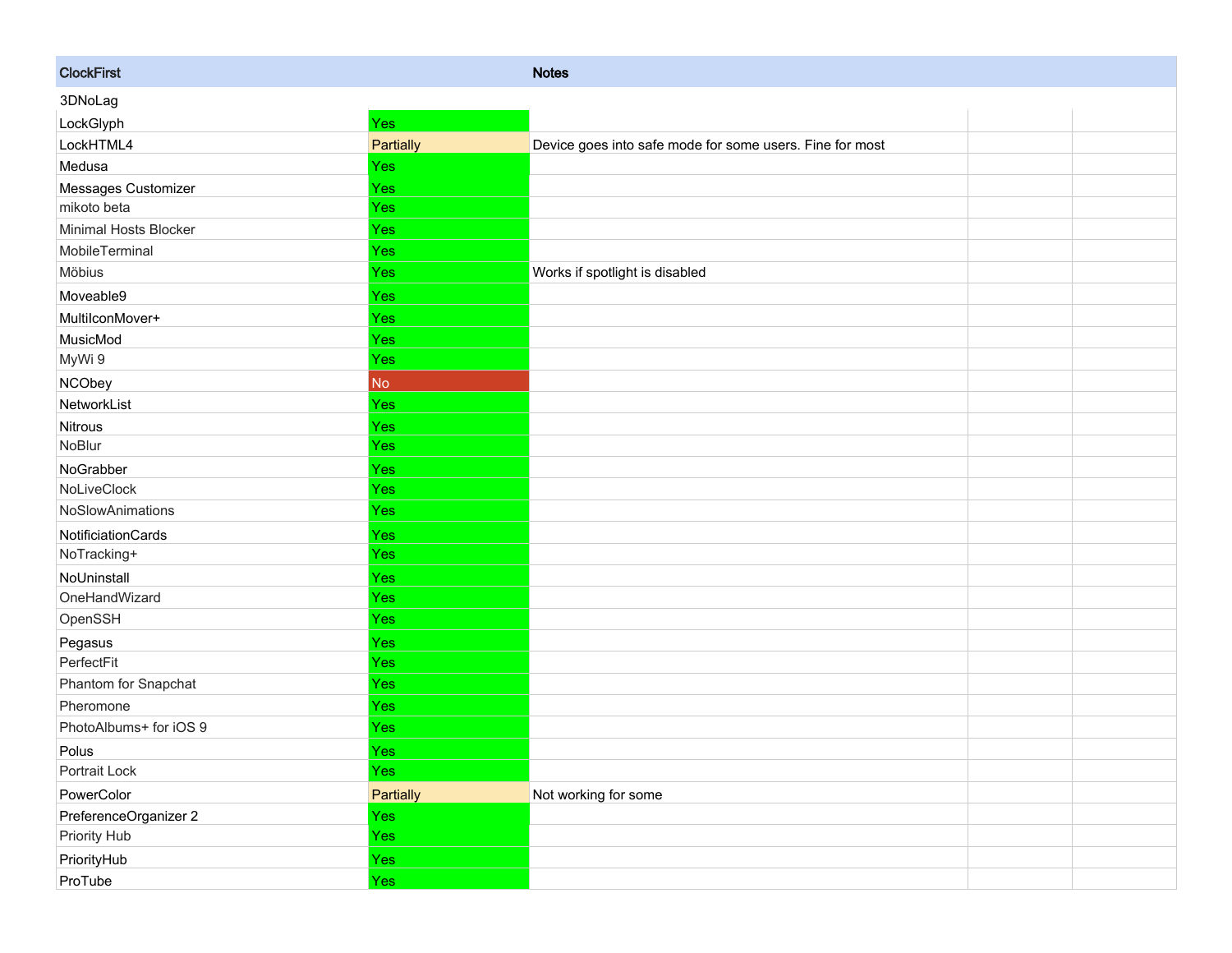| ClockFirst | | Notes | | |
|---|---|---|---|---|
| 3DNoLag | | | | |
| LockGlyph | Yes | | | |
| LockHTML4 | Partially | Device goes into safe mode for some users. Fine for most | | |
| Medusa | Yes | | | |
| Messages Customizer | Yes | | | |
| mikoto beta | Yes | | | |
| Minimal Hosts Blocker | Yes | | | |
| MobileTerminal | Yes | | | |
| Möbius | Yes | Works if spotlight is disabled | | |
| Moveable9 | Yes | | | |
| MultiIconMover+ | Yes | | | |
| MusicMod | Yes | | | |
| MyWi 9 | Yes | | | |
| NCObey | No | | | |
| NetworkList | Yes | | | |
| Nitrous | Yes | | | |
| NoBlur | Yes | | | |
| NoGrabber | Yes | | | |
| NoLiveClock | Yes | | | |
| NoSlowAnimations | Yes | | | |
| NotificiationCards | Yes | | | |
| NoTracking+ | Yes | | | |
| NoUninstall | Yes | | | |
| OneHandWizard | Yes | | | |
| OpenSSH | Yes | | | |
| Pegasus | Yes | | | |
| PerfectFit | Yes | | | |
| Phantom for Snapchat | Yes | | | |
| Pheromone | Yes | | | |
| PhotoAlbums+ for iOS 9 | Yes | | | |
| Polus | Yes | | | |
| Portrait Lock | Yes | | | |
| PowerColor | Partially | Not working for some | | |
| PreferenceOrganizer 2 | Yes | | | |
| Priority Hub | Yes | | | |
| PriorityHub | Yes | | | |
| ProTube | Yes | | | |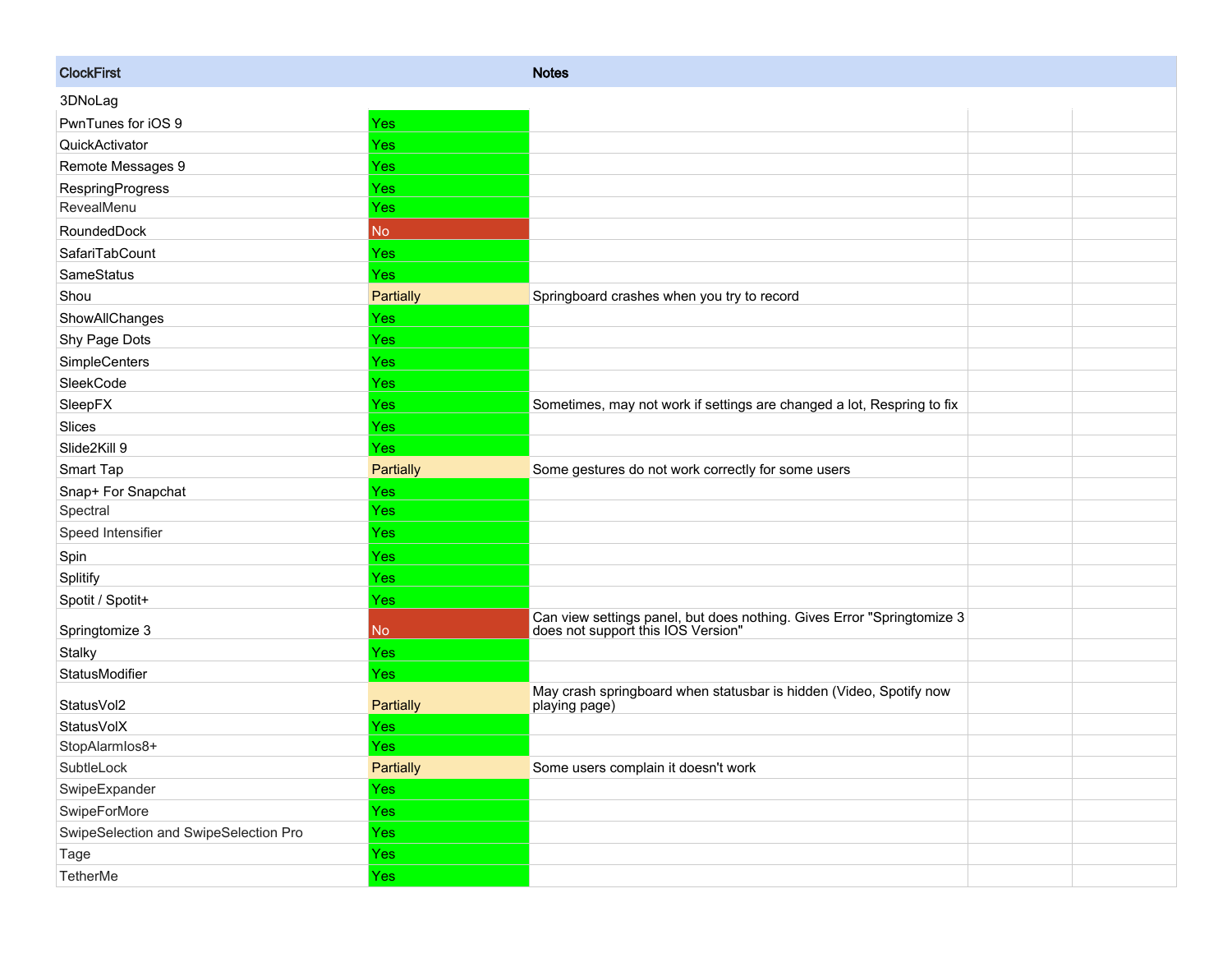| ClockFirst | | Notes | | |
|---|---|---|---|---|
| 3DNoLag | | | | |
| PwnTunes for iOS 9 | Yes | | | |
| QuickActivator | Yes | | | |
| Remote Messages 9 | Yes | | | |
| RespringProgress | Yes | | | |
| RevealMenu | Yes | | | |
| RoundedDock | No | | | |
| SafariTabCount | Yes | | | |
| SameStatus | Yes | | | |
| Shou | Partially | Springboard crashes when you try to record | | |
| ShowAllChanges | Yes | | | |
| Shy Page Dots | Yes | | | |
| SimpleCenters | Yes | | | |
| SleekCode | Yes | | | |
| SleepFX | Yes | Sometimes, may not work if settings are changed a lot, Respring to fix | | |
| Slices | Yes | | | |
| Slide2Kill 9 | Yes | | | |
| Smart Tap | Partially | Some gestures do not work correctly for some users | | |
| Snap+ For Snapchat | Yes | | | |
| Spectral | Yes | | | |
| Speed Intensifier | Yes | | | |
| Spin | Yes | | | |
| Splitify | Yes | | | |
| Spotit / Spotit+ | Yes | | | |
| Springtomize 3 | No | Can view settings panel, but does nothing. Gives Error "Springtomize 3 does not support this IOS Version" | | |
| Stalky | Yes | | | |
| StatusModifier | Yes | | | |
| StatusVol2 | Partially | May crash springboard when statusbar is hidden (Video, Spotify now playing page) | | |
| StatusVolX | Yes | | | |
| StopAlarmIos8+ | Yes | | | |
| SubtleLock | Partially | Some users complain it doesn't work | | |
| SwipeExpander | Yes | | | |
| SwipeForMore | Yes | | | |
| SwipeSelection and SwipeSelection Pro | Yes | | | |
| Tage | Yes | | | |
| TetherMe | Yes | | | |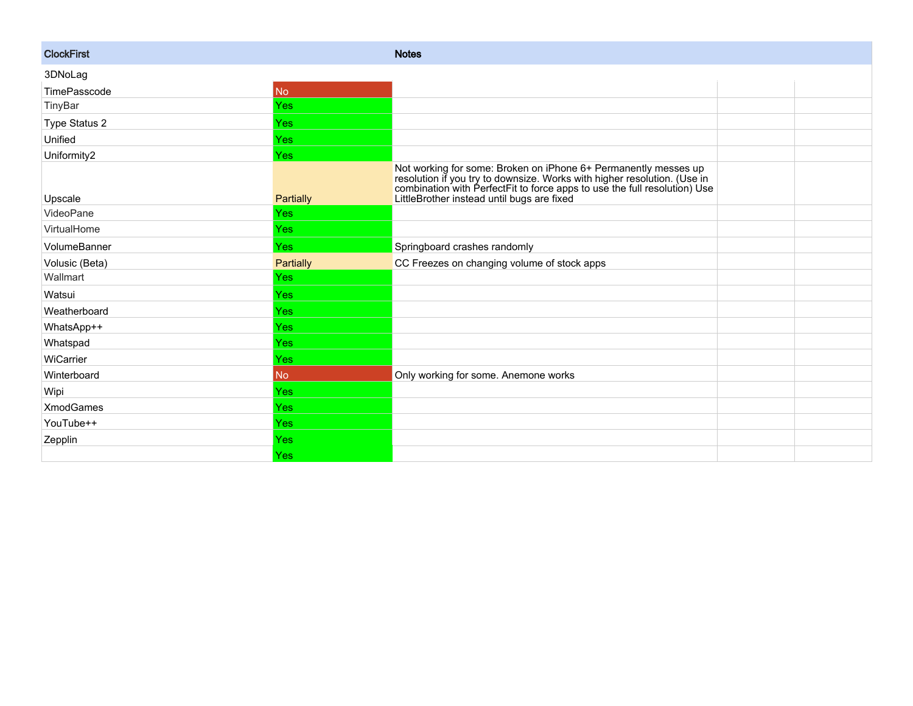| ClockFirst | | Notes | | |
|---|---|---|---|---|
| 3DNoLag | | | | |
| TimePasscode | No | | | |
| TinyBar | Yes | | | |
| Type Status 2 | Yes | | | |
| Unified | Yes | | | |
| Uniformity2 | Yes | | | |
| Upscale | Partially | Not working for some: Broken on iPhone 6+ Permanently messes up resolution if you try to downsize. Works with higher resolution. (Use in combination with PerfectFit to force apps to use the full resolution) Use LittleBrother instead until bugs are fixed | | |
| VideoPane | Yes | | | |
| VirtualHome | Yes | | | |
| VolumeBanner | Yes | Springboard crashes randomly | | |
| Volusic (Beta) | Partially | CC Freezes on changing volume of stock apps | | |
| Wallmart | Yes | | | |
| Watsui | Yes | | | |
| Weatherboard | Yes | | | |
| WhatsApp++ | Yes | | | |
| Whatspad | Yes | | | |
| WiCarrier | Yes | | | |
| Winterboard | No | Only working for some. Anemone works | | |
| Wipi | Yes | | | |
| XmodGames | Yes | | | |
| YouTube++ | Yes | | | |
| Zepplin | Yes | | | |
| | Yes | | | |